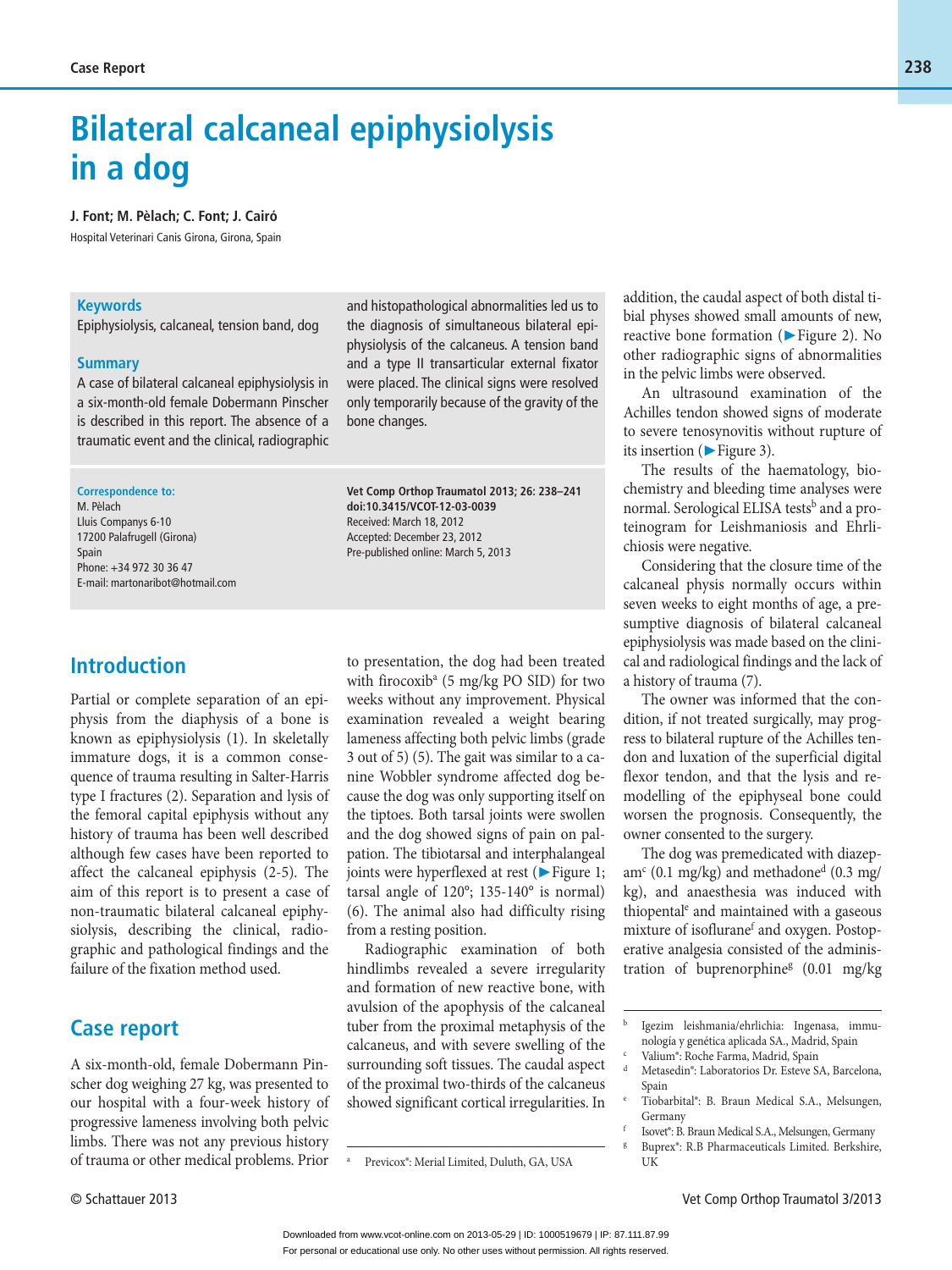Case Report

# Bilateral calcaneal epiphysiolysis in a dog

**J. Font; M. Pèlach; C. Font; J. Cairó**

Hospital Veterinari Canis Girona, Girona, Spain

## Keywords

Epiphysiolysis, calcaneal, tension band, dog

## Summary

A case of bilateral calcaneal epiphysiolysis in a six-month-old female Dobermann Pinscher is described in this report. The absence of a traumatic event and the clinical, radiographic and histopathological abnormalities led us to the diagnosis of simultaneous bilateral epiphysiolysis of the calcaneus. A tension band and a type II transarticular external fixator were placed. The clinical signs were resolved only temporarily because of the gravity of the bone changes.

**Correspondence to:**
M. Pèlach
Lluis Companys 6-10
17200 Palafrugell (Girona)
Spain
Phone: +34 972 30 36 47
E-mail: martonaribot@hotmail.com

**Vet Comp Orthop Traumatol 2013; 26: 238–241**
**doi:10.3415/VCOT-12-03-0039**
Received: March 18, 2012
Accepted: December 23, 2012
Pre-published online: March 5, 2013

## Introduction

Partial or complete separation of an epiphysis from the diaphysis of a bone is known as epiphysiolysis (1). In skeletally immature dogs, it is a common consequence of trauma resulting in Salter-Harris type I fractures (2). Separation and lysis of the femoral capital epiphysis without any history of trauma has been well described although few cases have been reported to affect the calcaneal epiphysis (2-5). The aim of this report is to present a case of non-traumatic bilateral calcaneal epiphysiolysis, describing the clinical, radiographic and pathological findings and the failure of the fixation method used.

## Case report

A six-month-old, female Dobermann Pinscher dog weighing 27 kg, was presented to our hospital with a four-week history of progressive lameness involving both pelvic limbs. There was not any previous history of trauma or other medical problems. Prior to presentation, the dog had been treated with firocoxib[a] (5 mg/kg PO SID) for two weeks without any improvement. Physical examination revealed a weight bearing lameness affecting both pelvic limbs (grade 3 out of 5) (5). The gait was similar to a canine Wobbler syndrome affected dog because the dog was only supporting itself on the tiptoes. Both tarsal joints were swollen and the dog showed signs of pain on palpation. The tibiotarsal and interphalangeal joints were hyperflexed at rest (►Figure 1; tarsal angle of 120°; 135-140° is normal) (6). The animal also had difficulty rising from a resting position.

Radiographic examination of both hindlimbs revealed a severe irregularity and formation of new reactive bone, with avulsion of the apophysis of the calcaneal tuber from the proximal metaphysis of the calcaneus, and with severe swelling of the surrounding soft tissues. The caudal aspect of the proximal two-thirds of the calcaneus showed significant cortical irregularities. In addition, the caudal aspect of both distal tibial physes showed small amounts of new, reactive bone formation (►Figure 2). No other radiographic signs of abnormalities in the pelvic limbs were observed.

An ultrasound examination of the Achilles tendon showed signs of moderate to severe tenosynovitis without rupture of its insertion (►Figure 3).

The results of the haematology, biochemistry and bleeding time analyses were normal. Serological ELISA tests[b] and a proteinogram for Leishmaniosis and Ehrlichiosis were negative.

Considering that the closure time of the calcaneal physis normally occurs within seven weeks to eight months of age, a presumptive diagnosis of bilateral calcaneal epiphysiolysis was made based on the clinical and radiological findings and the lack of a history of trauma (7).

The owner was informed that the condition, if not treated surgically, may progress to bilateral rupture of the Achilles tendon and luxation of the superficial digital flexor tendon, and that the lysis and remodelling of the epiphyseal bone could worsen the prognosis. Consequently, the owner consented to the surgery.

The dog was premedicated with diazepam[c] (0.1 mg/kg) and methadone[d] (0.3 mg/kg), and anaesthesia was induced with thiopental[e] and maintained with a gaseous mixture of isoflurane[f] and oxygen. Postoperative analgesia consisted of the administration of buprenorphine[g] (0.01 mg/kg

---

[a] Previcox®: Merial Limited, Duluth, GA, USA

[b] Igezim leishmania/ehrlichia: Ingenasa, inmunología y genética aplicada SA., Madrid, Spain

[c] Valium®: Roche Farma, Madrid, Spain

[d] Metasedin®: Laboratorios Dr. Esteve SA, Barcelona, Spain

[e] Tiobarbital®: B. Braun Medical S.A., Melsungen, Germany

[f] Isovet®: B. Braun Medical S.A., Melsungen, Germany

[g] Buprex®: R.B Pharmaceuticals Limited. Berkshire, UK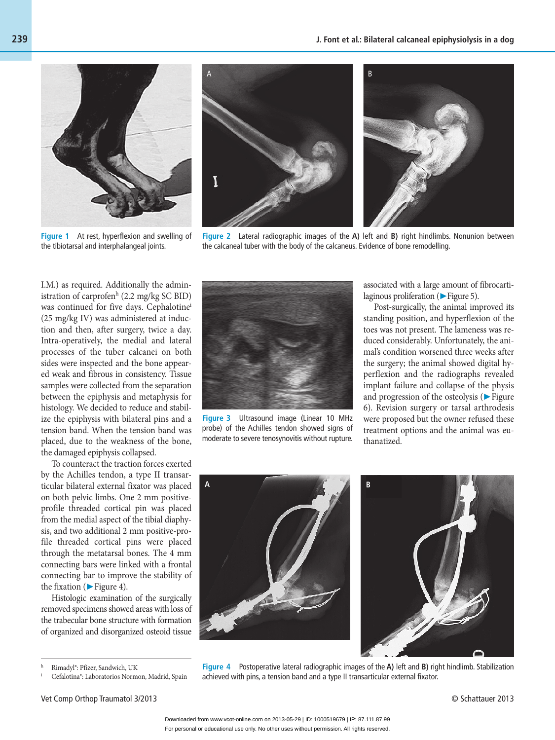Figure 1 At rest, hyperflexion and swelling of the tibiotarsal and interphalangeal joints.

Figure 2 Lateral radiographic images of the **A)** left and **B)** right hindlimbs. Nonunion between the calcaneal tuber with the body of the calcaneus. Evidence of bone remodelling.

I.M.) as required. Additionally the administration of carprofen[h] (2.2 mg/kg SC BID) was continued for five days. Cephalotine[i] (25 mg/kg IV) was administered at induction and then, after surgery, twice a day. Intra-operatively, the medial and lateral processes of the tuber calcanei on both sides were inspected and the bone appeared weak and fibrous in consistency. Tissue samples were collected from the separation between the epiphysis and metaphysis for histology. We decided to reduce and stabilize the epiphysis with bilateral pins and a tension band. When the tension band was placed, due to the weakness of the bone, the damaged epiphysis collapsed.

To counteract the traction forces exerted by the Achilles tendon, a type II transarticular bilateral external fixator was placed on both pelvic limbs. One 2 mm positive-profile threaded cortical pin was placed from the medial aspect of the tibial diaphysis, and two additional 2 mm positive-profile threaded cortical pins were placed through the metatarsal bones. The 4 mm connecting bars were linked with a frontal connecting bar to improve the stability of the fixation (►Figure 4).

Histologic examination of the surgically removed specimens showed areas with loss of the trabecular bone structure with formation of organized and disorganized osteoid tissue associated with a large amount of fibrocartilaginous proliferation (►Figure 5).

Figure 3 Ultrasound image (Linear 10 MHz probe) of the Achilles tendon showed signs of moderate to severe tenosynovitis without rupture.

Post-surgically, the animal improved its standing position, and hyperflexion of the toes was not present. The lameness was reduced considerably. Unfortunately, the animal's condition worsened three weeks after the surgery; the animal showed digital hyperflexion and the radiographs revealed implant failure and collapse of the physis and progression of the osteolysis (►Figure 6). Revision surgery or tarsal arthrodesis were proposed but the owner refused these treatment options and the animal was euthanatized.

Figure 4 Postoperative lateral radiographic images of the **A)** left and **B)** right hindlimb. Stabilization achieved with pins, a tension band and a type II transarticular external fixator.

[h] Rimadyl®: Pfizer, Sandwich, UK
[i] Cefalotina®: Laboratorios Normon, Madrid, Spain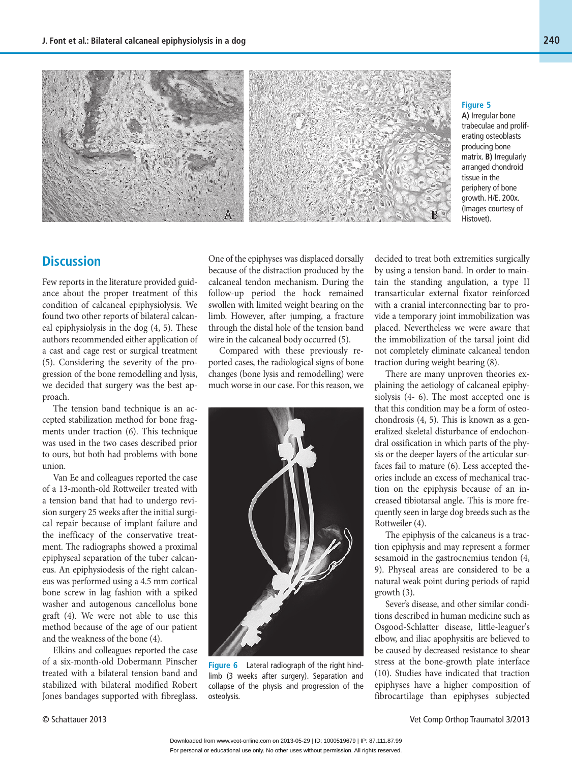Figure 5
**A)** Irregular bone trabeculae and proliferating osteoblasts producing bone matrix. **B)** Irregularly arranged chondroid tissue in the periphery of bone growth. H/E. 200x. (Images courtesy of Histovet).

## Discussion

Few reports in the literature provided guidance about the proper treatment of this condition of calcaneal epiphysiolysis. We found two other reports of bilateral calcaneal epiphysiolysis in the dog (4, 5). These authors recommended either application of a cast and cage rest or surgical treatment (5). Considering the severity of the progression of the bone remodelling and lysis, we decided that surgery was the best approach.

The tension band technique is an accepted stabilization method for bone fragments under traction (6). This technique was used in the two cases described prior to ours, but both had problems with bone union.

Van Ee and colleagues reported the case of a 13-month-old Rottweiler treated with a tension band that had to undergo revision surgery 25 weeks after the initial surgical repair because of implant failure and the inefficacy of the conservative treatment. The radiographs showed a proximal epiphyseal separation of the tuber calcaneus. An epiphysiodesis of the right calcaneus was performed using a 4.5 mm cortical bone screw in lag fashion with a spiked washer and autogenous cancellolus bone graft (4). We were not able to use this method because of the age of our patient and the weakness of the bone (4).

Elkins and colleagues reported the case of a six-month-old Dobermann Pinscher treated with a bilateral tension band and stabilized with bilateral modified Robert Jones bandages supported with fibreglass. One of the epiphyses was displaced dorsally because of the distraction produced by the calcaneal tendon mechanism. During the follow-up period the hock remained swollen with limited weight bearing on the limb. However, after jumping, a fracture through the distal hole of the tension band wire in the calcaneal body occurred (5).

Compared with these previously reported cases, the radiological signs of bone changes (bone lysis and remodelling) were much worse in our case. For this reason, we decided to treat both extremities surgically by using a tension band. In order to maintain the standing angulation, a type II transarticular external fixator reinforced with a cranial interconnecting bar to provide a temporary joint immobilization was placed. Nevertheless we were aware that the immobilization of the tarsal joint did not completely eliminate calcaneal tendon traction during weight bearing (8).

Figure 6 Lateral radiograph of the right hindlimb (3 weeks after surgery). Separation and collapse of the physis and progression of the osteolysis.

There are many unproven theories explaining the aetiology of calcaneal epiphysiolysis (4- 6). The most accepted one is that this condition may be a form of osteochondrosis (4, 5). This is known as a generalized skeletal disturbance of endochondral ossification in which parts of the physis or the deeper layers of the articular surfaces fail to mature (6). Less accepted theories include an excess of mechanical traction on the epiphysis because of an increased tibiotarsal angle. This is more frequently seen in large dog breeds such as the Rottweiler (4).

The epiphysis of the calcaneus is a traction epiphysis and may represent a former sesamoid in the gastrocnemius tendon (4, 9). Physeal areas are considered to be a natural weak point during periods of rapid growth (3).

Sever's disease, and other similar conditions described in human medicine such as Osgood-Schlatter disease, little-leaguer's elbow, and iliac apophysitis are believed to be caused by decreased resistance to shear stress at the bone-growth plate interface (10). Studies have indicated that traction epiphyses have a higher composition of fibrocartilage than epiphyses subjected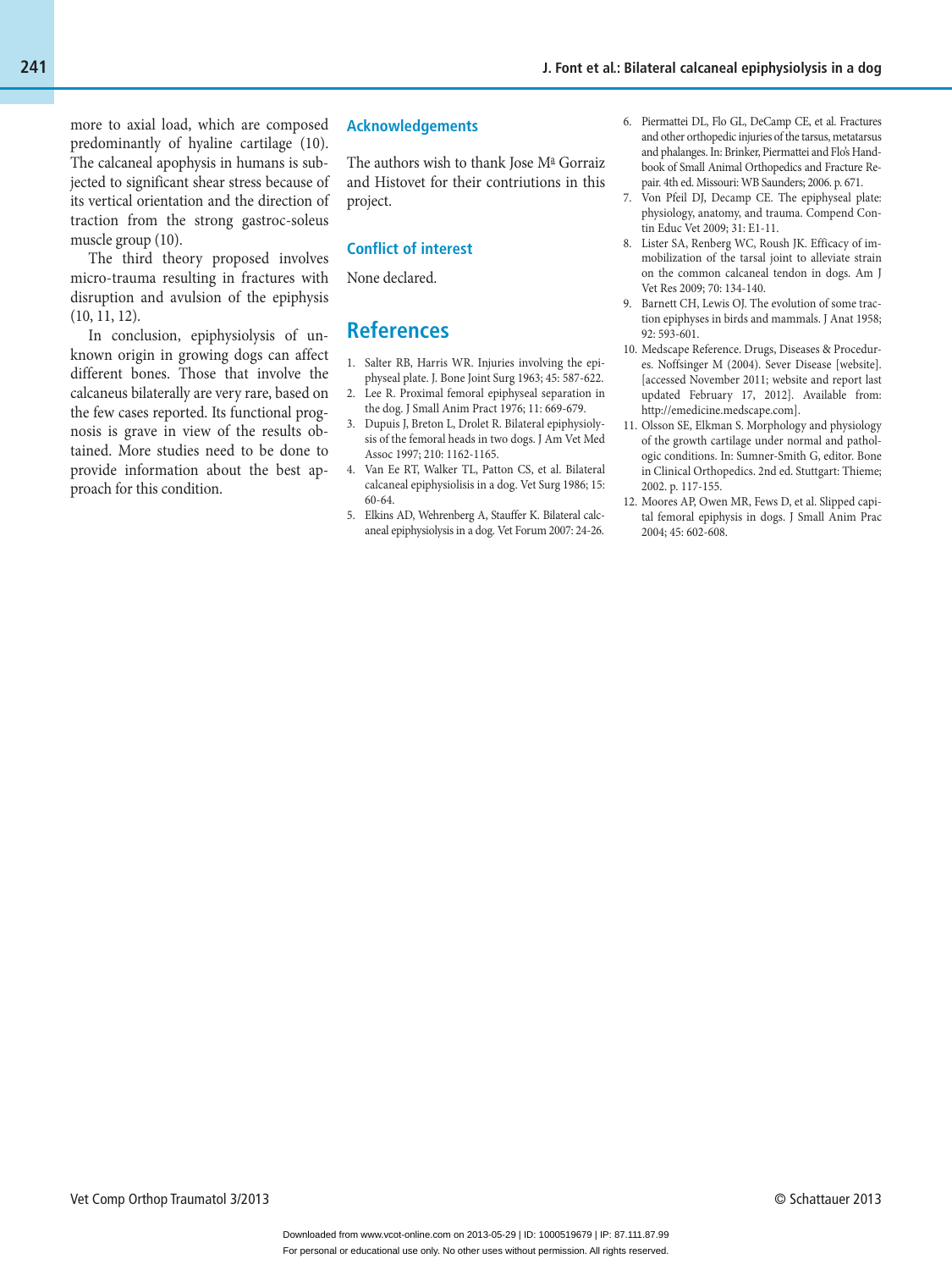more to axial load, which are composed predominantly of hyaline cartilage (10). The calcaneal apophysis in humans is subjected to significant shear stress because of its vertical orientation and the direction of traction from the strong gastroc-soleus muscle group (10).

The third theory proposed involves micro-trauma resulting in fractures with disruption and avulsion of the epiphysis (10, 11, 12).

In conclusion, epiphysiolysis of unknown origin in growing dogs can affect different bones. Those that involve the calcaneus bilaterally are very rare, based on the few cases reported. Its functional prognosis is grave in view of the results obtained. More studies need to be done to provide information about the best approach for this condition.

### Acknowledgements

The authors wish to thank Jose Mª Gorraiz and Histovet for their contriutions in this project.

### Conflict of interest

None declared.

## References

1. Salter RB, Harris WR. Injuries involving the epiphyseal plate. J. Bone Joint Surg 1963; 45: 587-622.
2. Lee R. Proximal femoral epiphyseal separation in the dog. J Small Anim Pract 1976; 11: 669-679.
3. Dupuis J, Breton L, Drolet R. Bilateral epiphysiolysis of the femoral heads in two dogs. J Am Vet Med Assoc 1997; 210: 1162-1165.
4. Van Ee RT, Walker TL, Patton CS, et al. Bilateral calcaneal epiphysiolisis in a dog. Vet Surg 1986; 15: 60-64.
5. Elkins AD, Wehrenberg A, Stauffer K. Bilateral calcaneal epiphysiolysis in a dog. Vet Forum 2007: 24-26.
6. Piermattei DL, Flo GL, DeCamp CE, et al. Fractures and other orthopedic injuries of the tarsus, metatarsus and phalanges. In: Brinker, Piermattei and Flo's Handbook of Small Animal Orthopedics and Fracture Repair. 4th ed. Missouri: WB Saunders; 2006. p. 671.
7. Von Pfeil DJ, Decamp CE. The epiphyseal plate: physiology, anatomy, and trauma. Compend Contin Educ Vet 2009; 31: E1-11.
8. Lister SA, Renberg WC, Roush JK. Efficacy of immobilization of the tarsal joint to alleviate strain on the common calcaneal tendon in dogs. Am J Vet Res 2009; 70: 134-140.
9. Barnett CH, Lewis OJ. The evolution of some traction epiphyses in birds and mammals. J Anat 1958; 92: 593-601.
10. Medscape Reference. Drugs, Diseases & Procedures. Noffsinger M (2004). Sever Disease [website]. [accessed November 2011; website and report last updated February 17, 2012]. Available from: http://emedicine.medscape.com].
11. Olsson SE, Elkman S. Morphology and physiology of the growth cartilage under normal and pathologic conditions. In: Sumner-Smith G, editor. Bone in Clinical Orthopedics. 2nd ed. Stuttgart: Thieme; 2002. p. 117-155.
12. Moores AP, Owen MR, Fews D, et al. Slipped capital femoral epiphysis in dogs. J Small Anim Prac 2004; 45: 602-608.